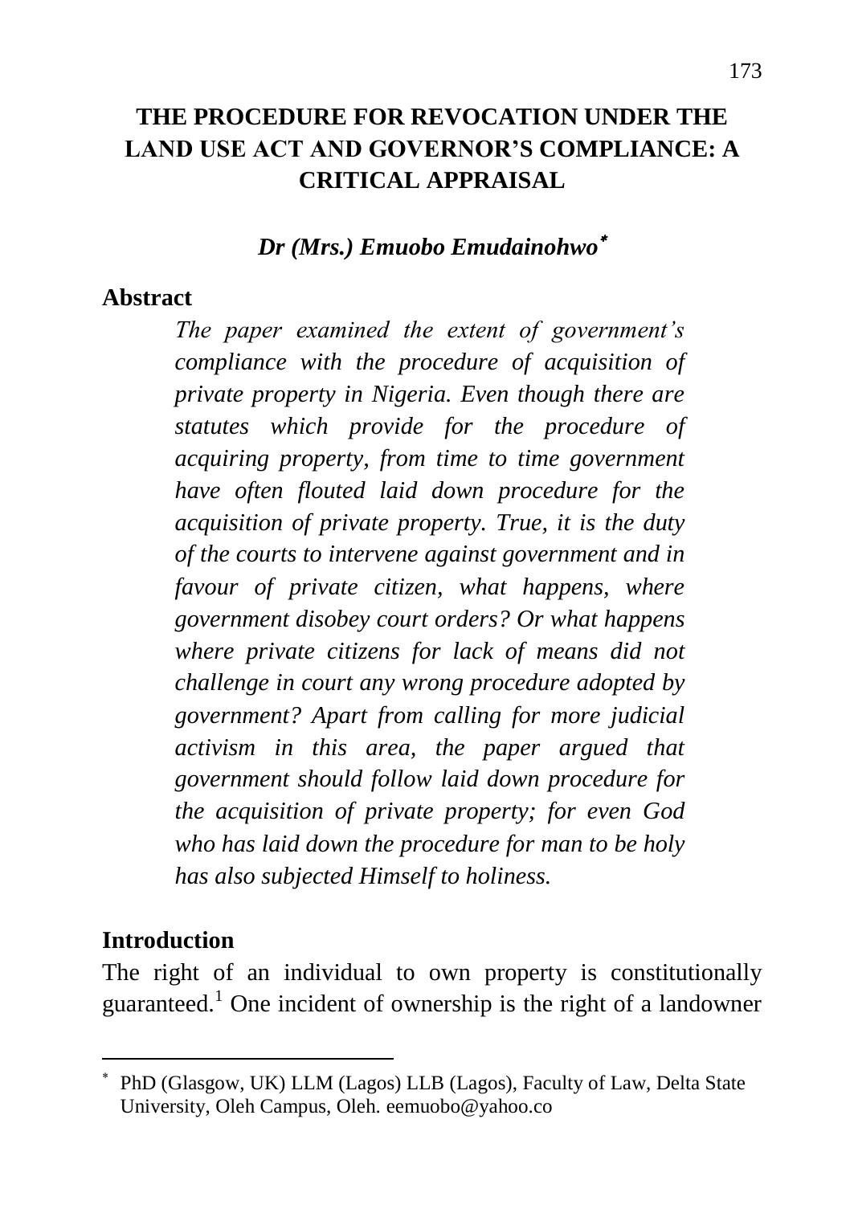# THE PROCEDURE FOR REVOCATION UNDER THE LAND USE ACT AND GOVERNOR'S COMPLIANCE: A CRITICAL APPRAISAL

***Dr (Mrs.) Emuobo Emudainohwo****

## Abstract

*The paper examined the extent of government's compliance with the procedure of acquisition of private property in Nigeria. Even though there are statutes which provide for the procedure of acquiring property, from time to time government have often flouted laid down procedure for the acquisition of private property. True, it is the duty of the courts to intervene against government and in favour of private citizen, what happens, where government disobey court orders? Or what happens where private citizens for lack of means did not challenge in court any wrong procedure adopted by government? Apart from calling for more judicial activism in this area, the paper argued that government should follow laid down procedure for the acquisition of private property; for even God who has laid down the procedure for man to be holy has also subjected Himself to holiness.*

## Introduction

The right of an individual to own property is constitutionally guaranteed.[1] One incident of ownership is the right of a landowner

---

\* PhD (Glasgow, UK) LLM (Lagos) LLB (Lagos), Faculty of Law, Delta State University, Oleh Campus, Oleh. eemuobo@yahoo.co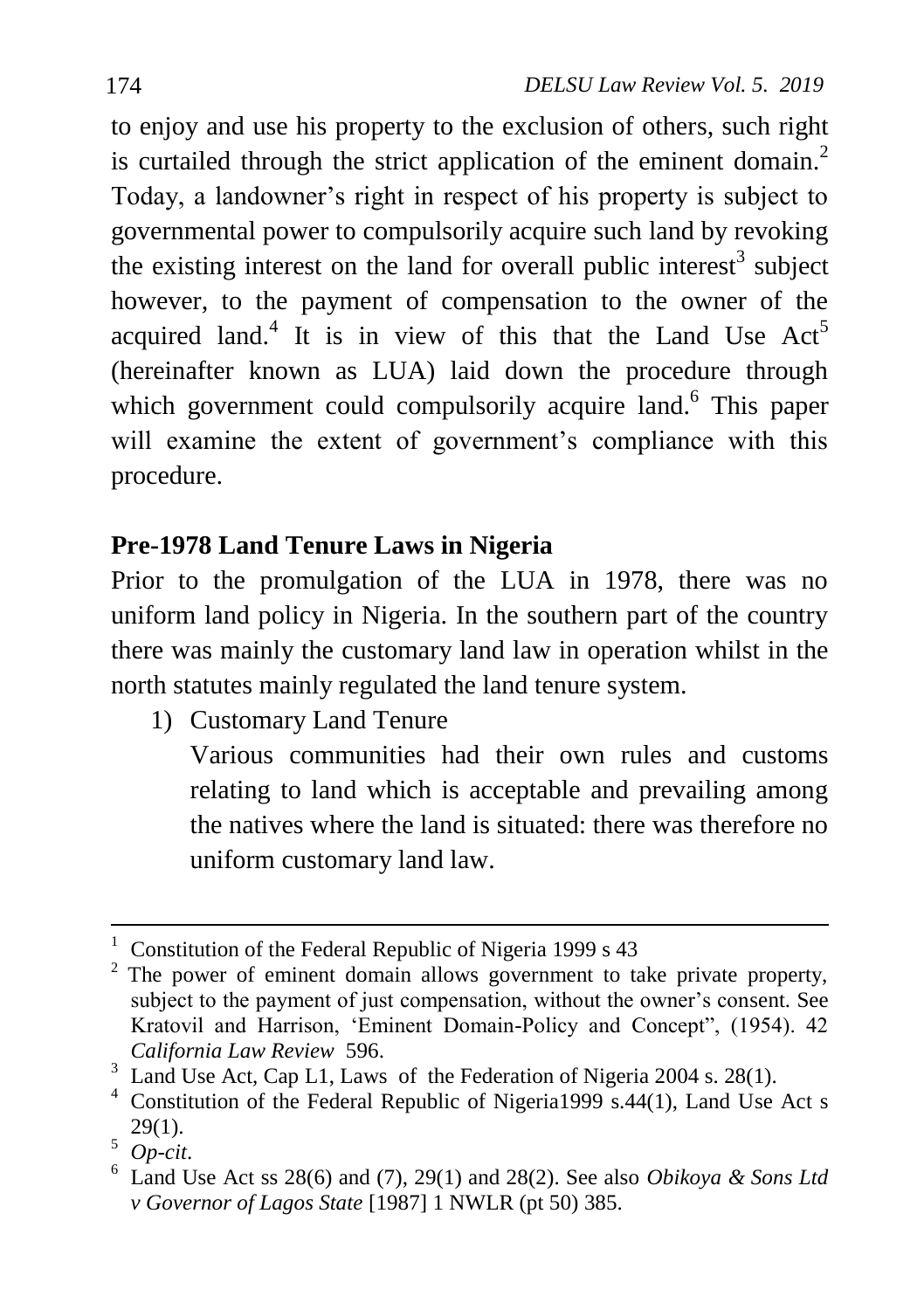to enjoy and use his property to the exclusion of others, such right is curtailed through the strict application of the eminent domain.[2] Today, a landowner's right in respect of his property is subject to governmental power to compulsorily acquire such land by revoking the existing interest on the land for overall public interest[3] subject however, to the payment of compensation to the owner of the acquired land.[4] It is in view of this that the Land Use Act[5] (hereinafter known as LUA) laid down the procedure through which government could compulsorily acquire land.[6] This paper will examine the extent of government's compliance with this procedure.

**Pre-1978 Land Tenure Laws in Nigeria**

Prior to the promulgation of the LUA in 1978, there was no uniform land policy in Nigeria. In the southern part of the country there was mainly the customary land law in operation whilst in the north statutes mainly regulated the land tenure system.

1) Customary Land Tenure

   Various communities had their own rules and customs relating to land which is acceptable and prevailing among the natives where the land is situated: there was therefore no uniform customary land law.

---

[1] Constitution of the Federal Republic of Nigeria 1999 s 43

[2] The power of eminent domain allows government to take private property, subject to the payment of just compensation, without the owner's consent. See Kratovil and Harrison, 'Eminent Domain-Policy and Concept", (1954). 42 *California Law Review* 596.

[3] Land Use Act, Cap L1, Laws of the Federation of Nigeria 2004 s. 28(1).

[4] Constitution of the Federal Republic of Nigeria1999 s.44(1), Land Use Act s 29(1).

[5] *Op-cit*.

[6] Land Use Act ss 28(6) and (7), 29(1) and 28(2). See also *Obikoya & Sons Ltd v Governor of Lagos State* [1987] 1 NWLR (pt 50) 385.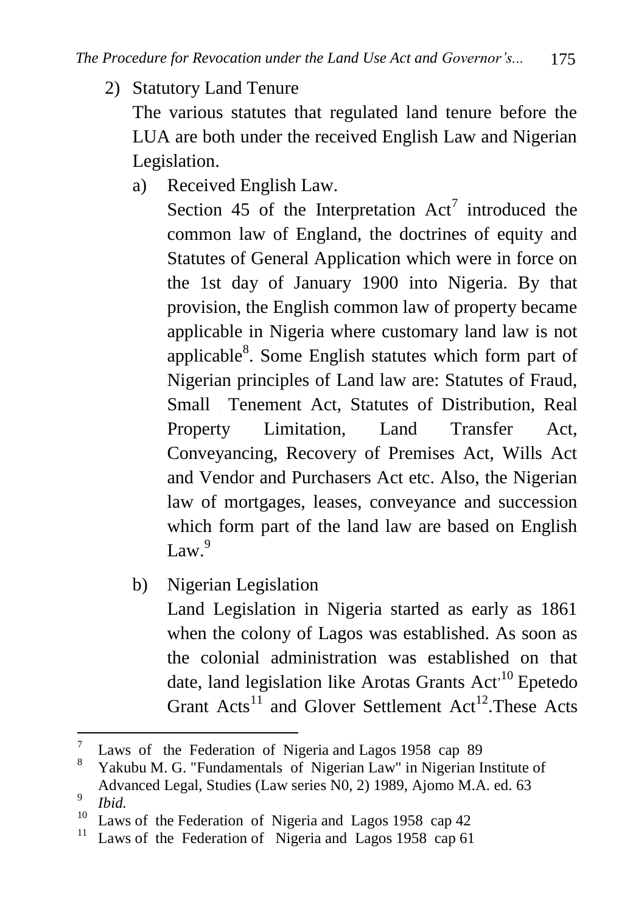2) Statutory Land Tenure

   The various statutes that regulated land tenure before the LUA are both under the received English Law and Nigerian Legislation.

   a) Received English Law.

      Section 45 of the Interpretation Act[7] introduced the common law of England, the doctrines of equity and Statutes of General Application which were in force on the 1st day of January 1900 into Nigeria. By that provision, the English common law of property became applicable in Nigeria where customary land law is not applicable[8]. Some English statutes which form part of Nigerian principles of Land law are: Statutes of Fraud, Small Tenement Act, Statutes of Distribution, Real Property Limitation, Land Transfer Act, Conveyancing, Recovery of Premises Act, Wills Act and Vendor and Purchasers Act etc. Also, the Nigerian law of mortgages, leases, conveyance and succession which form part of the land law are based on English Law.[9]

   b) Nigerian Legislation

      Land Legislation in Nigeria started as early as 1861 when the colony of Lagos was established. As soon as the colonial administration was established on that date, land legislation like Arotas Grants Act'[10] Epetedo Grant Acts[11] and Glover Settlement Act[12].These Acts

---

[7] Laws of the Federation of Nigeria and Lagos 1958 cap 89

[8] Yakubu M. G. "Fundamentals of Nigerian Law" in Nigerian Institute of Advanced Legal, Studies (Law series N0, 2) 1989, Ajomo M.A. ed. 63

[9] *Ibid.*

[10] Laws of the Federation of Nigeria and Lagos 1958 cap 42

[11] Laws of the Federation of Nigeria and Lagos 1958 cap 61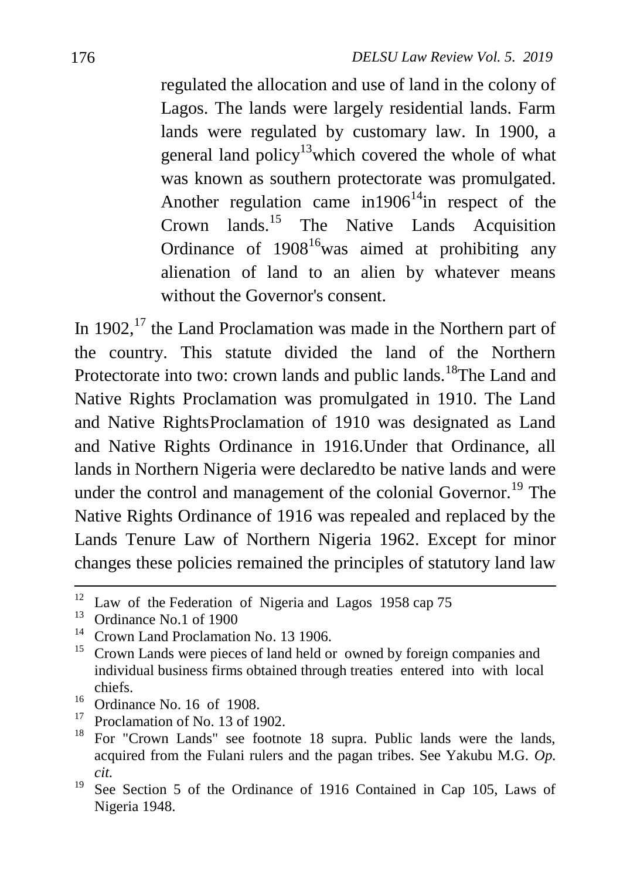regulated the allocation and use of land in the colony of Lagos. The lands were largely residential lands. Farm lands were regulated by customary law. In 1900, a general land policy[13] which covered the whole of what was known as southern protectorate was promulgated. Another regulation came in 1906[14] in respect of the Crown lands.[15] The Native Lands Acquisition Ordinance of 1908[16] was aimed at prohibiting any alienation of land to an alien by whatever means without the Governor's consent.

In 1902,[17] the Land Proclamation was made in the Northern part of the country. This statute divided the land of the Northern Protectorate into two: crown lands and public lands.[18] The Land and Native Rights Proclamation was promulgated in 1910. The Land and Native Rights Proclamation of 1910 was designated as Land and Native Rights Ordinance in 1916. Under that Ordinance, all lands in Northern Nigeria were declared to be native lands and were under the control and management of the colonial Governor.[19] The Native Rights Ordinance of 1916 was repealed and replaced by the Lands Tenure Law of Northern Nigeria 1962. Except for minor changes these policies remained the principles of statutory land law

---

[12] Law of the Federation of Nigeria and Lagos 1958 cap 75

[13] Ordinance No.1 of 1900

[14] Crown Land Proclamation No. 13 1906.

[15] Crown Lands were pieces of land held or owned by foreign companies and individual business firms obtained through treaties entered into with local chiefs.

[16] Ordinance No. 16 of 1908.

[17] Proclamation of No. 13 of 1902.

[18] For "Crown Lands" see footnote 18 supra. Public lands were the lands, acquired from the Fulani rulers and the pagan tribes. See Yakubu M.G. *Op. cit.*

[19] See Section 5 of the Ordinance of 1916 Contained in Cap 105, Laws of Nigeria 1948.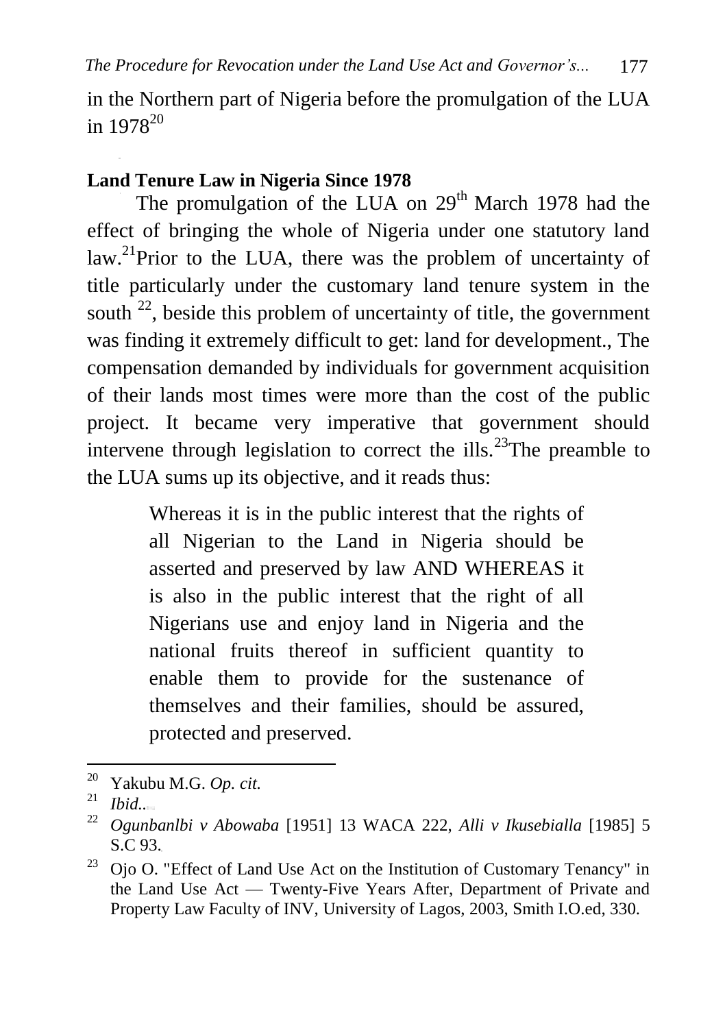in the Northern part of Nigeria before the promulgation of the LUA in 1978[20]

**Land Tenure Law in Nigeria Since 1978**

The promulgation of the LUA on 29th March 1978 had the effect of bringing the whole of Nigeria under one statutory land law.[21]Prior to the LUA, there was the problem of uncertainty of title particularly under the customary land tenure system in the south [22], beside this problem of uncertainty of title, the government was finding it extremely difficult to get: land for development., The compensation demanded by individuals for government acquisition of their lands most times were more than the cost of the public project. It became very imperative that government should intervene through legislation to correct the ills.[23]The preamble to the LUA sums up its objective, and it reads thus:

> Whereas it is in the public interest that the rights of all Nigerian to the Land in Nigeria should be asserted and preserved by law AND WHEREAS it is also in the public interest that the right of all Nigerians use and enjoy land in Nigeria and the national fruits thereof in sufficient quantity to enable them to provide for the sustenance of themselves and their families, should be assured, protected and preserved.

---

[20] Yakubu M.G. *Op. cit.*

[21] *Ibid.*.

[22] *Ogunbanlbi v Abowaba* [1951] 13 WACA 222, *Alli v Ikusebialla* [1985] 5 S.C 93.

[23] Ojo O. "Effect of Land Use Act on the Institution of Customary Tenancy" in the Land Use Act — Twenty-Five Years After, Department of Private and Property Law Faculty of INV, University of Lagos, 2003, Smith I.O.ed, 330.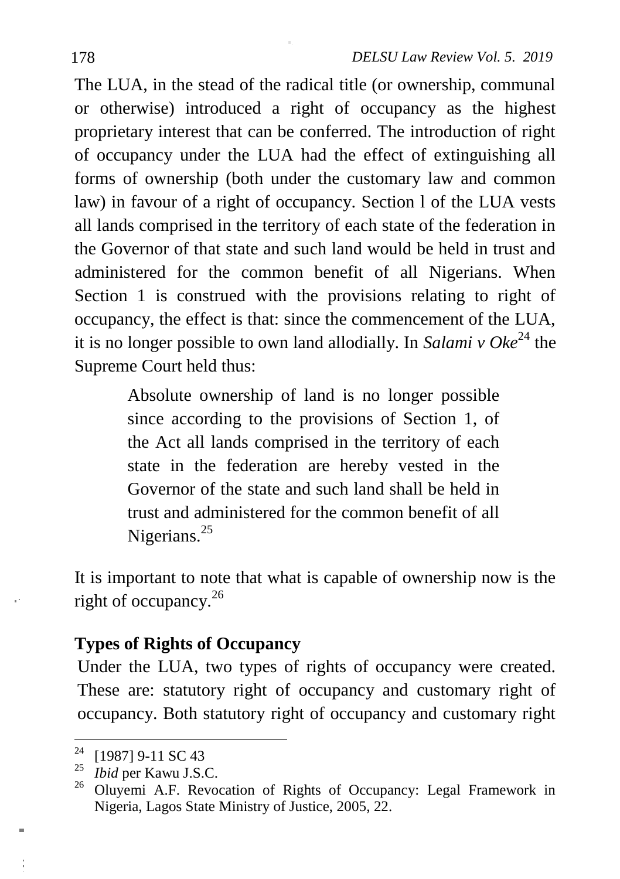The LUA, in the stead of the radical title (or ownership, communal or otherwise) introduced a right of occupancy as the highest proprietary interest that can be conferred. The introduction of right of occupancy under the LUA had the effect of extinguishing all forms of ownership (both under the customary law and common law) in favour of a right of occupancy. Section l of the LUA vests all lands comprised in the territory of each state of the federation in the Governor of that state and such land would be held in trust and administered for the common benefit of all Nigerians. When Section 1 is construed with the provisions relating to right of occupancy, the effect is that: since the commencement of the LUA, it is no longer possible to own land allodially. In *Salami v Oke*[24] the Supreme Court held thus:

> Absolute ownership of land is no longer possible since according to the provisions of Section 1, of the Act all lands comprised in the territory of each state in the federation are hereby vested in the Governor of the state and such land shall be held in trust and administered for the common benefit of all Nigerians.[25]

It is important to note that what is capable of ownership now is the right of occupancy.[26]

**Types of Rights of Occupancy**

Under the LUA, two types of rights of occupancy were created. These are: statutory right of occupancy and customary right of occupancy. Both statutory right of occupancy and customary right

---

[24] [1987] 9-11 SC 43

[25] *Ibid* per Kawu J.S.C.

[26] Oluyemi A.F. Revocation of Rights of Occupancy: Legal Framework in Nigeria, Lagos State Ministry of Justice, 2005, 22.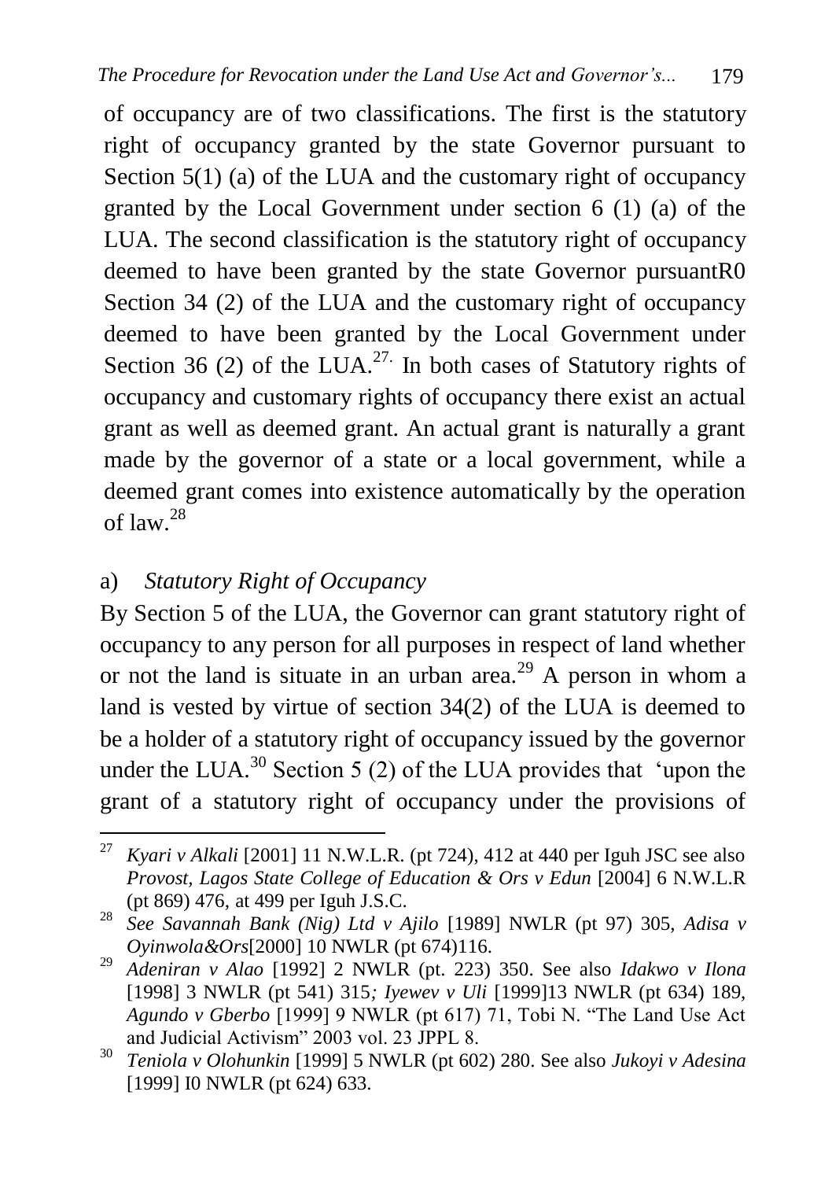of occupancy are of two classifications. The first is the statutory right of occupancy granted by the state Governor pursuant to Section 5(1) (a) of the LUA and the customary right of occupancy granted by the Local Government under section 6 (1) (a) of the LUA. The second classification is the statutory right of occupancy deemed to have been granted by the state Governor pursuantR0 Section 34 (2) of the LUA and the customary right of occupancy deemed to have been granted by the Local Government under Section 36 (2) of the LUA.[27.] In both cases of Statutory rights of occupancy and customary rights of occupancy there exist an actual grant as well as deemed grant. An actual grant is naturally a grant made by the governor of a state or a local government, while a deemed grant comes into existence automatically by the operation of law.[28]

a) *Statutory Right of Occupancy*

By Section 5 of the LUA, the Governor can grant statutory right of occupancy to any person for all purposes in respect of land whether or not the land is situate in an urban area.[29] A person in whom a land is vested by virtue of section 34(2) of the LUA is deemed to be a holder of a statutory right of occupancy issued by the governor under the LUA.[30] Section 5 (2) of the LUA provides that 'upon the grant of a statutory right of occupancy under the provisions of

---

[27] *Kyari v Alkali* [2001] 11 N.W.L.R. (pt 724), 412 at 440 per Iguh JSC see also *Provost, Lagos State College of Education & Ors v Edun* [2004] 6 N.W.L.R (pt 869) 476, at 499 per Iguh J.S.C.

[28] *See Savannah Bank (Nig) Ltd v Ajilo* [1989] NWLR (pt 97) 305, *Adisa v Oyinwola&Ors*[2000] 10 NWLR (pt 674)116.

[29] *Adeniran v Alao* [1992] 2 NWLR (pt. 223) 350. See also *Idakwo v Ilona* [1998] 3 NWLR (pt 541) 315*; Iyewev v Uli* [1999]13 NWLR (pt 634) 189, *Agundo v Gberbo* [1999] 9 NWLR (pt 617) 71, Tobi N. "The Land Use Act and Judicial Activism" 2003 vol. 23 JPPL 8.

[30] *Teniola v Olohunkin* [1999] 5 NWLR (pt 602) 280. See also *Jukoyi v Adesina* [1999] I0 NWLR (pt 624) 633.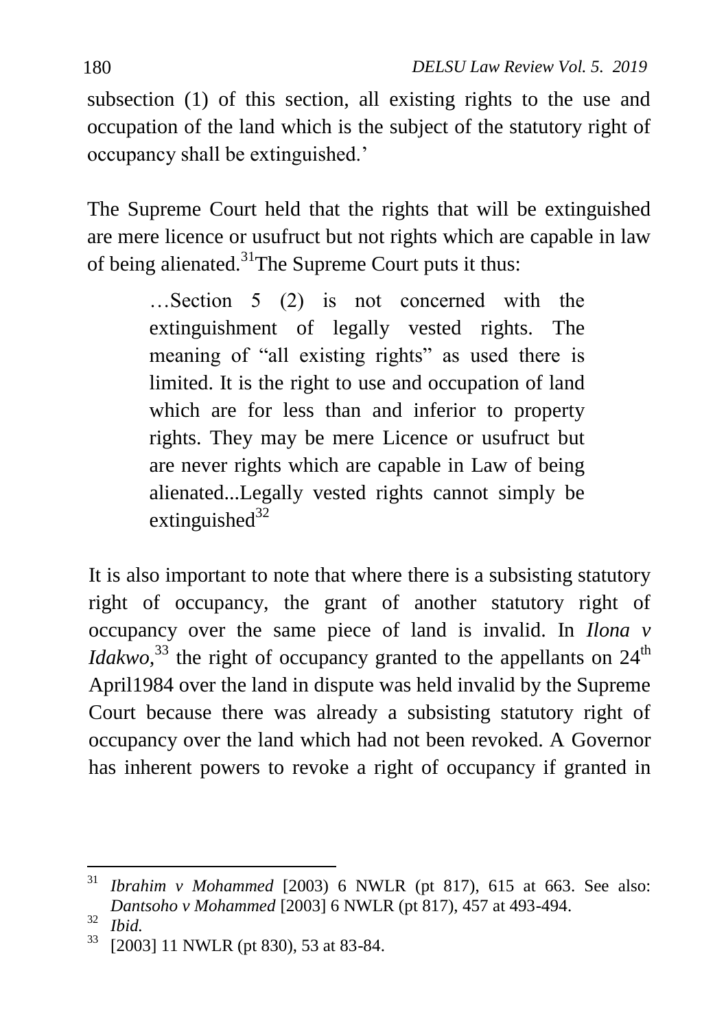subsection (1) of this section, all existing rights to the use and occupation of the land which is the subject of the statutory right of occupancy shall be extinguished.'

The Supreme Court held that the rights that will be extinguished are mere licence or usufruct but not rights which are capable in law of being alienated.[31]The Supreme Court puts it thus:

> …Section 5 (2) is not concerned with the extinguishment of legally vested rights. The meaning of "all existing rights" as used there is limited. It is the right to use and occupation of land which are for less than and inferior to property rights. They may be mere Licence or usufruct but are never rights which are capable in Law of being alienated...Legally vested rights cannot simply be extinguished[32]

It is also important to note that where there is a subsisting statutory right of occupancy, the grant of another statutory right of occupancy over the same piece of land is invalid. In *Ilona v Idakwo*,[33] the right of occupancy granted to the appellants on 24th April1984 over the land in dispute was held invalid by the Supreme Court because there was already a subsisting statutory right of occupancy over the land which had not been revoked. A Governor has inherent powers to revoke a right of occupancy if granted in

---

[31] *Ibrahim v Mohammed* [2003) 6 NWLR (pt 817), 615 at 663. See also: *Dantsoho v Mohammed* [2003] 6 NWLR (pt 817), 457 at 493-494.

[32] *Ibid.*

[33] [2003] 11 NWLR (pt 830), 53 at 83-84.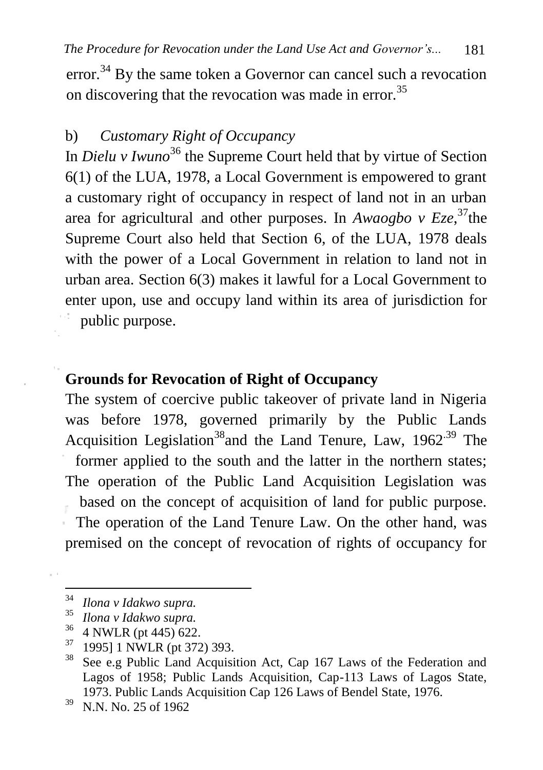error.[34] By the same token a Governor can cancel such a revocation on discovering that the revocation was made in error.[35]

b) *Customary Right of Occupancy*

In *Dielu v Iwuno*[36] the Supreme Court held that by virtue of Section 6(1) of the LUA, 1978, a Local Government is empowered to grant a customary right of occupancy in respect of land not in an urban area for agricultural and other purposes. In *Awaogbo v Eze*,[37] the Supreme Court also held that Section 6, of the LUA, 1978 deals with the power of a Local Government in relation to land not in urban area. Section 6(3) makes it lawful for a Local Government to enter upon, use and occupy land within its area of jurisdiction for public purpose.

## Grounds for Revocation of Right of Occupancy

The system of coercive public takeover of private land in Nigeria was before 1978, governed primarily by the Public Lands Acquisition Legislation[38] and the Land Tenure, Law, 1962.[39] The former applied to the south and the latter in the northern states; The operation of the Public Land Acquisition Legislation was based on the concept of acquisition of land for public purpose. The operation of the Land Tenure Law. On the other hand, was premised on the concept of revocation of rights of occupancy for

---

[34] *Ilona v Idakwo supra.*

[35] *Ilona v Idakwo supra.*

[36] 4 NWLR (pt 445) 622.

[37] 1995] 1 NWLR (pt 372) 393.

[38] See e.g Public Land Acquisition Act, Cap 167 Laws of the Federation and Lagos of 1958; Public Lands Acquisition, Cap-113 Laws of Lagos State, 1973. Public Lands Acquisition Cap 126 Laws of Bendel State, 1976.

[39] N.N. No. 25 of 1962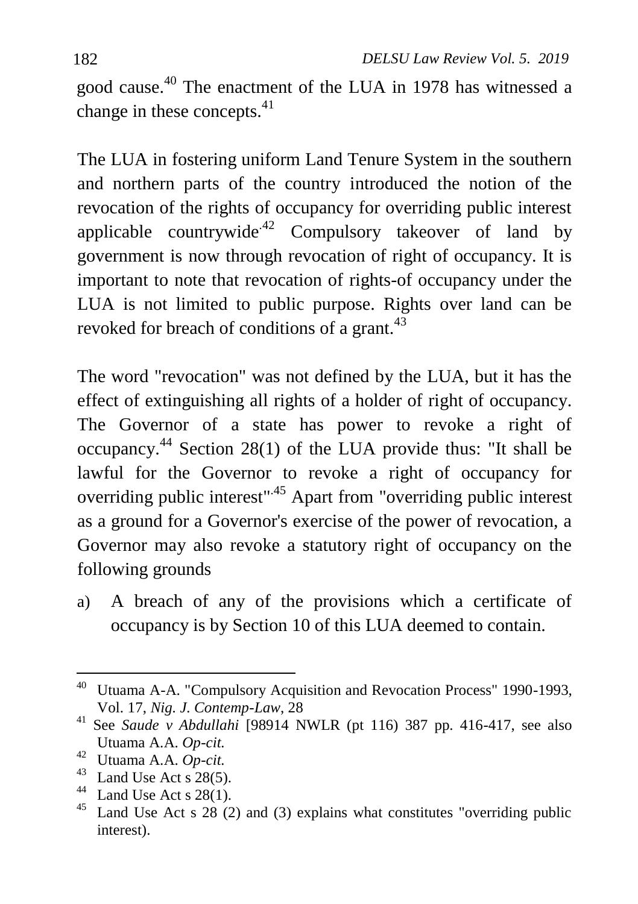good cause.[40] The enactment of the LUA in 1978 has witnessed a change in these concepts.[41]

The LUA in fostering uniform Land Tenure System in the southern and northern parts of the country introduced the notion of the revocation of the rights of occupancy for overriding public interest applicable countrywide.[42] Compulsory takeover of land by government is now through revocation of right of occupancy. It is important to note that revocation of rights-of occupancy under the LUA is not limited to public purpose. Rights over land can be revoked for breach of conditions of a grant.[43]

The word "revocation" was not defined by the LUA, but it has the effect of extinguishing all rights of a holder of right of occupancy. The Governor of a state has power to revoke a right of occupancy.[44] Section 28(1) of the LUA provide thus: "It shall be lawful for the Governor to revoke a right of occupancy for overriding public interest".[45] Apart from "overriding public interest as a ground for a Governor's exercise of the power of revocation, a Governor may also revoke a statutory right of occupancy on the following grounds

a) A breach of any of the provisions which a certificate of occupancy is by Section 10 of this LUA deemed to contain.

---

[40] Utuama A-A. "Compulsory Acquisition and Revocation Process" 1990-1993, Vol. 17, *Nig. J. Contemp-Law*, 28

[41] See *Saude v Abdullahi* [98914 NWLR (pt 116) 387 pp. 416-417, see also Utuama A.A. *Op-cit.*

[42] Utuama A.A. *Op-cit.*

[43] Land Use Act s 28(5).

[44] Land Use Act s 28(1).

[45] Land Use Act s 28 (2) and (3) explains what constitutes "overriding public interest).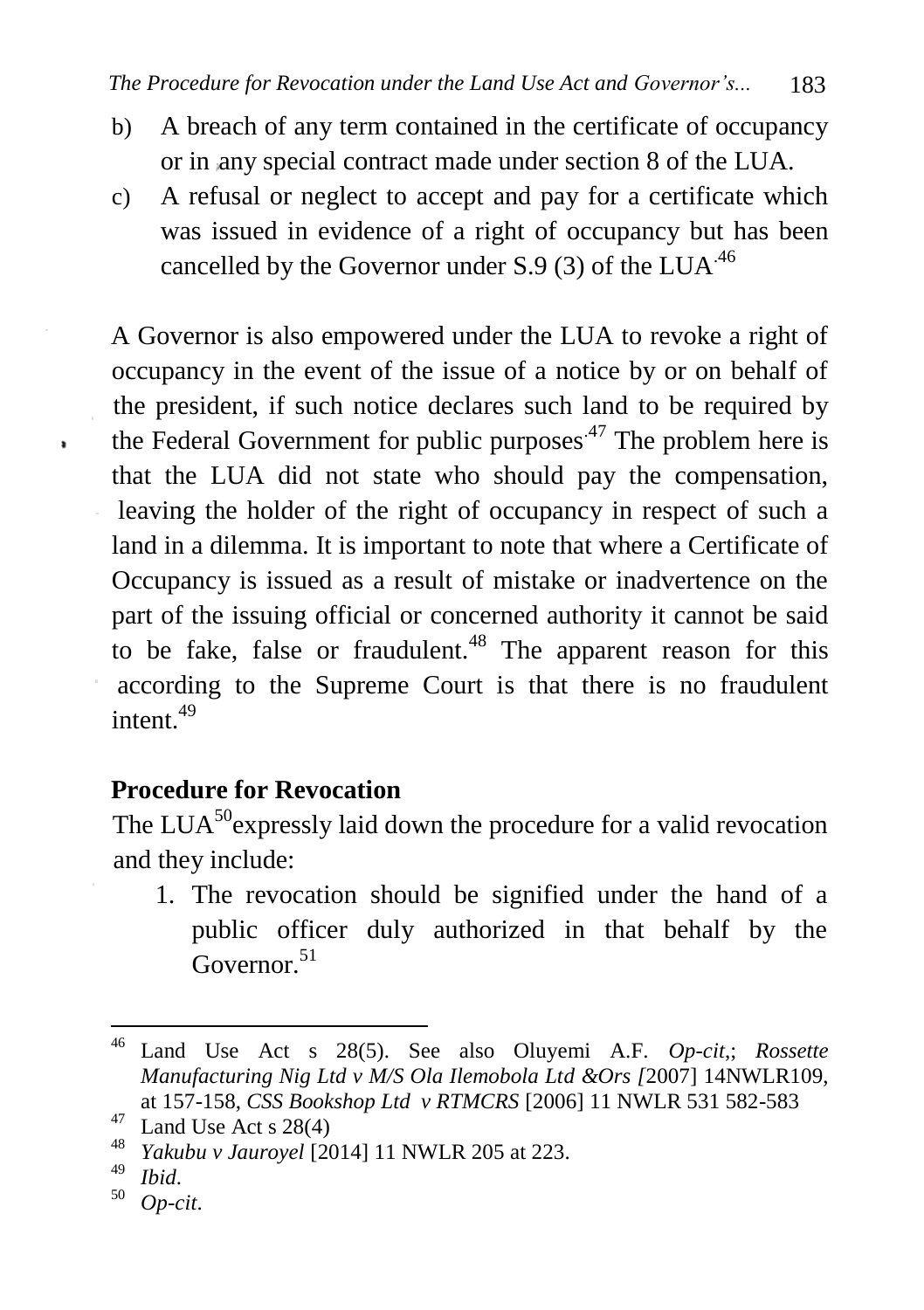b) A breach of any term contained in the certificate of occupancy or in any special contract made under section 8 of the LUA.

c) A refusal or neglect to accept and pay for a certificate which was issued in evidence of a right of occupancy but has been cancelled by the Governor under S.9 (3) of the LUA.[46]

A Governor is also empowered under the LUA to revoke a right of occupancy in the event of the issue of a notice by or on behalf of the president, if such notice declares such land to be required by the Federal Government for public purposes.[47] The problem here is that the LUA did not state who should pay the compensation, leaving the holder of the right of occupancy in respect of such a land in a dilemma. It is important to note that where a Certificate of Occupancy is issued as a result of mistake or inadvertence on the part of the issuing official or concerned authority it cannot be said to be fake, false or fraudulent.[48] The apparent reason for this according to the Supreme Court is that there is no fraudulent intent.[49]

**Procedure for Revocation**

The LUA[50] expressly laid down the procedure for a valid revocation and they include:

1. The revocation should be signified under the hand of a public officer duly authorized in that behalf by the Governor.[51]

---

[46] Land Use Act s 28(5). See also Oluyemi A.F. *Op-cit*,; *Rossette Manufacturing Nig Ltd v M/S Ola Ilemobola Ltd &Ors [*2007] 14NWLR109, at 157-158, *CSS Bookshop Ltd v RTMCRS* [2006] 11 NWLR 531 582-583

[47] Land Use Act s 28(4)

[48] *Yakubu v Jauroyel* [2014] 11 NWLR 205 at 223.

[49] *Ibid*.

[50] *Op-cit*.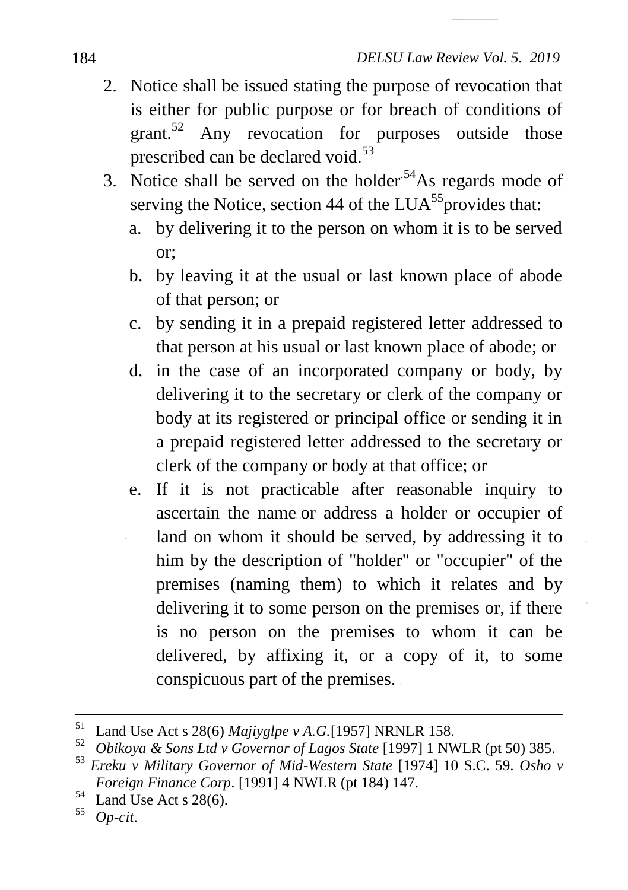2. Notice shall be issued stating the purpose of revocation that is either for public purpose or for breach of conditions of grant.[52] Any revocation for purposes outside those prescribed can be declared void.[53]
3. Notice shall be served on the holder.[54] As regards mode of serving the Notice, section 44 of the LUA[55] provides that:
   a. by delivering it to the person on whom it is to be served or;
   b. by leaving it at the usual or last known place of abode of that person; or
   c. by sending it in a prepaid registered letter addressed to that person at his usual or last known place of abode; or
   d. in the case of an incorporated company or body, by delivering it to the secretary or clerk of the company or body at its registered or principal office or sending it in a prepaid registered letter addressed to the secretary or clerk of the company or body at that office; or
   e. If it is not practicable after reasonable inquiry to ascertain the name or address a holder or occupier of land on whom it should be served, by addressing it to him by the description of "holder" or "occupier" of the premises (naming them) to which it relates and by delivering it to some person on the premises or, if there is no person on the premises to whom it can be delivered, by affixing it, or a copy of it, to some conspicuous part of the premises.

---

[51] Land Use Act s 28(6) *Majiyglpe v A.G.*[1957] NRNLR 158.

[52] *Obikoya & Sons Ltd v Governor of Lagos State* [1997] 1 NWLR (pt 50) 385.

[53] *Ereku v Military Governor of Mid-Western State* [1974] 10 S.C. 59. *Osho v Foreign Finance Corp*. [1991] 4 NWLR (pt 184) 147.

[54] Land Use Act s 28(6).

[55] *Op-cit*.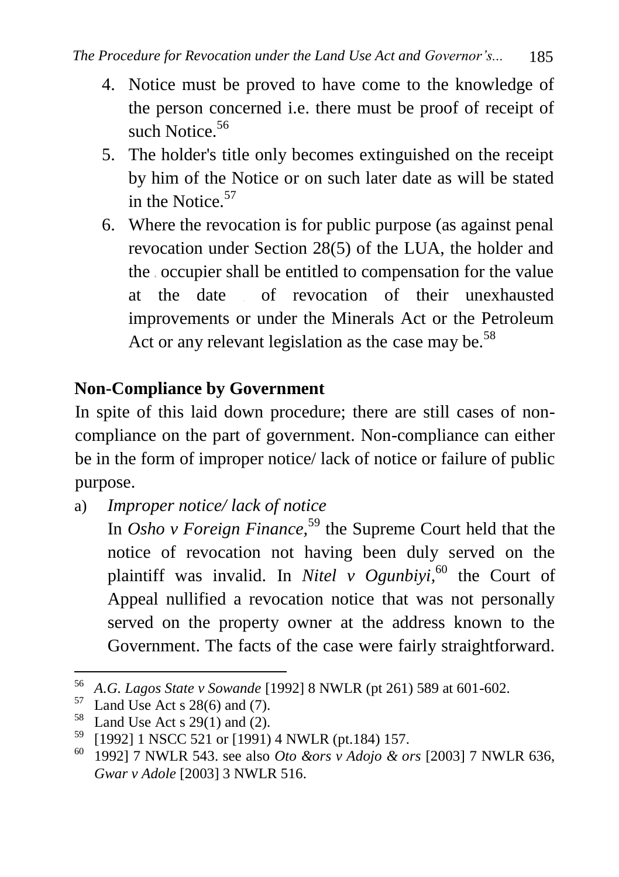4. Notice must be proved to have come to the knowledge of the person concerned i.e. there must be proof of receipt of such Notice.[56]
5. The holder's title only becomes extinguished on the receipt by him of the Notice or on such later date as will be stated in the Notice.[57]
6. Where the revocation is for public purpose (as against penal revocation under Section 28(5) of the LUA, the holder and the occupier shall be entitled to compensation for the value at the date of revocation of their unexhausted improvements or under the Minerals Act or the Petroleum Act or any relevant legislation as the case may be.[58]

**Non-Compliance by Government**

In spite of this laid down procedure; there are still cases of non-compliance on the part of government. Non-compliance can either be in the form of improper notice/ lack of notice or failure of public purpose.

a) *Improper notice/ lack of notice*

In *Osho v Foreign Finance*,[59] the Supreme Court held that the notice of revocation not having been duly served on the plaintiff was invalid. In *Nitel v Ogunbiyi*,[60] the Court of Appeal nullified a revocation notice that was not personally served on the property owner at the address known to the Government. The facts of the case were fairly straightforward.

---

[56] *A.G. Lagos State v Sowande* [1992] 8 NWLR (pt 261) 589 at 601-602.

[57] Land Use Act s 28(6) and (7).

[58] Land Use Act s 29(1) and (2).

[59] [1992] 1 NSCC 521 or [1991) 4 NWLR (pt.184) 157.

[60] 1992] 7 NWLR 543. see also *Oto &ors v Adojo & ors* [2003] 7 NWLR 636, *Gwar v Adole* [2003] 3 NWLR 516.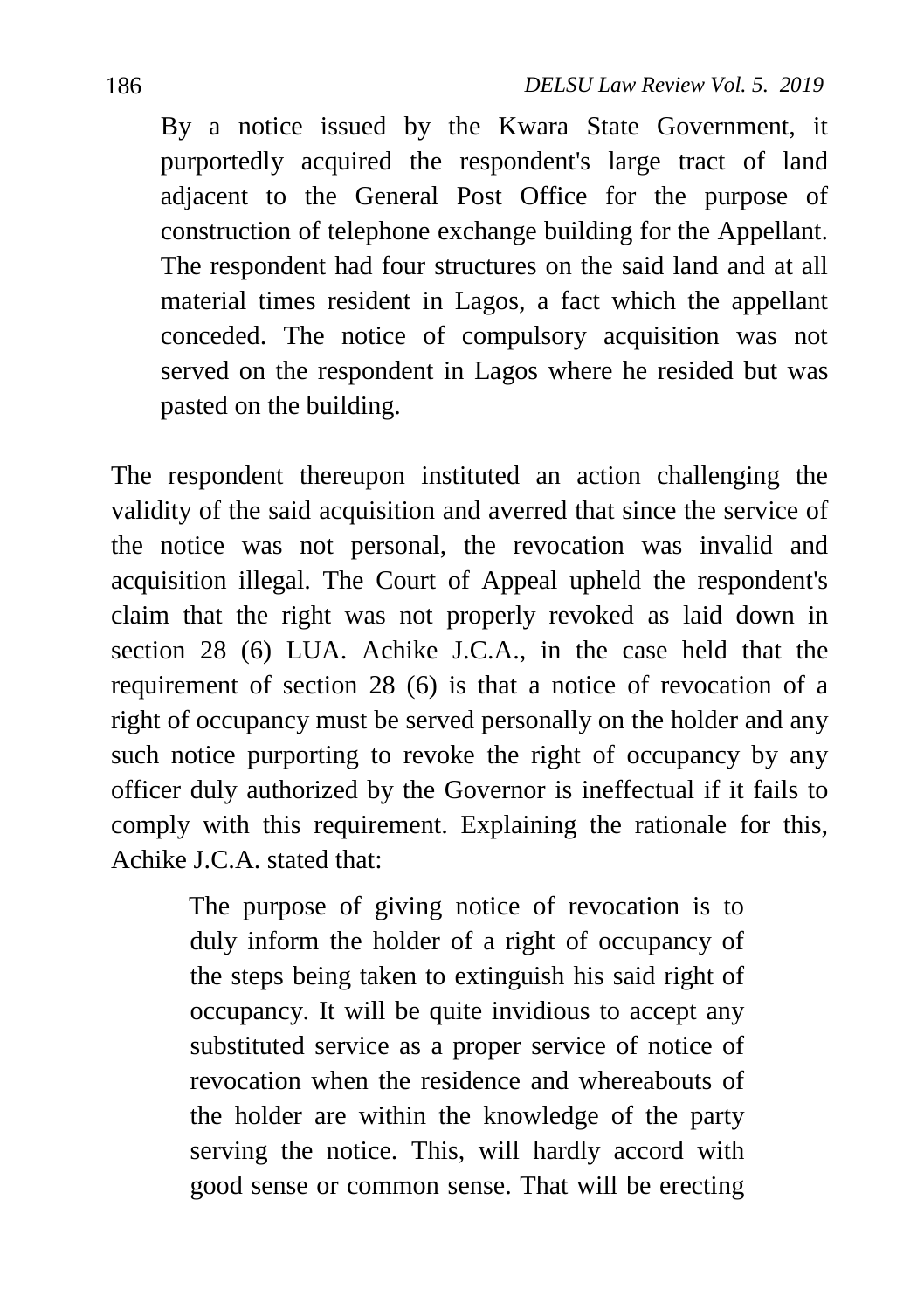> By a notice issued by the Kwara State Government, it purportedly acquired the respondent's large tract of land adjacent to the General Post Office for the purpose of construction of telephone exchange building for the Appellant. The respondent had four structures on the said land and at all material times resident in Lagos, a fact which the appellant conceded. The notice of compulsory acquisition was not served on the respondent in Lagos where he resided but was pasted on the building.

The respondent thereupon instituted an action challenging the validity of the said acquisition and averred that since the service of the notice was not personal, the revocation was invalid and acquisition illegal. The Court of Appeal upheld the respondent's claim that the right was not properly revoked as laid down in section 28 (6) LUA. Achike J.C.A., in the case held that the requirement of section 28 (6) is that a notice of revocation of a right of occupancy must be served personally on the holder and any such notice purporting to revoke the right of occupancy by any officer duly authorized by the Governor is ineffectual if it fails to comply with this requirement. Explaining the rationale for this, Achike J.C.A. stated that:

> The purpose of giving notice of revocation is to duly inform the holder of a right of occupancy of the steps being taken to extinguish his said right of occupancy. It will be quite invidious to accept any substituted service as a proper service of notice of revocation when the residence and whereabouts of the holder are within the knowledge of the party serving the notice. This, will hardly accord with good sense or common sense. That will be erecting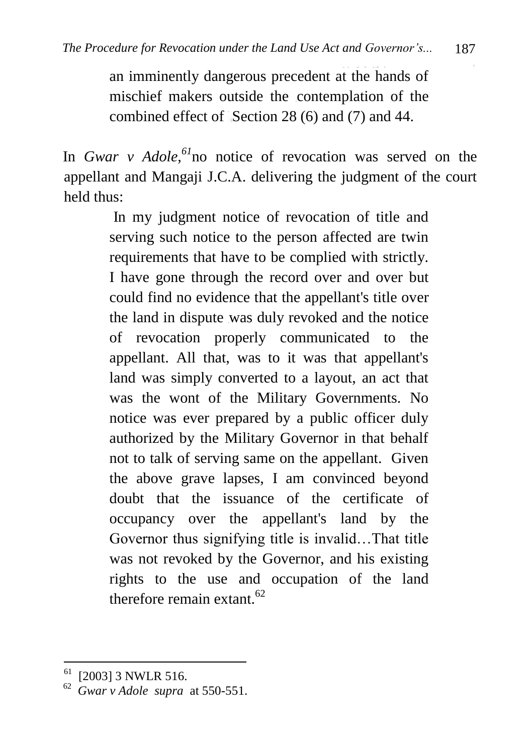> an imminently dangerous precedent at the hands of mischief makers outside the contemplation of the combined effect of Section 28 (6) and (7) and 44.

In *Gwar v Adole,*[61] no notice of revocation was served on the appellant and Mangaji J.C.A. delivering the judgment of the court held thus:

> In my judgment notice of revocation of title and serving such notice to the person affected are twin requirements that have to be complied with strictly. I have gone through the record over and over but could find no evidence that the appellant's title over the land in dispute was duly revoked and the notice of revocation properly communicated to the appellant. All that, was to it was that appellant's land was simply converted to a layout, an act that was the wont of the Military Governments. No notice was ever prepared by a public officer duly authorized by the Military Governor in that behalf not to talk of serving same on the appellant. Given the above grave lapses, I am convinced beyond doubt that the issuance of the certificate of occupancy over the appellant's land by the Governor thus signifying title is invalid…That title was not revoked by the Governor, and his existing rights to the use and occupation of the land therefore remain extant.[62]

---

[61] [2003] 3 NWLR 516.

[62] *Gwar v Adole supra* at 550-551.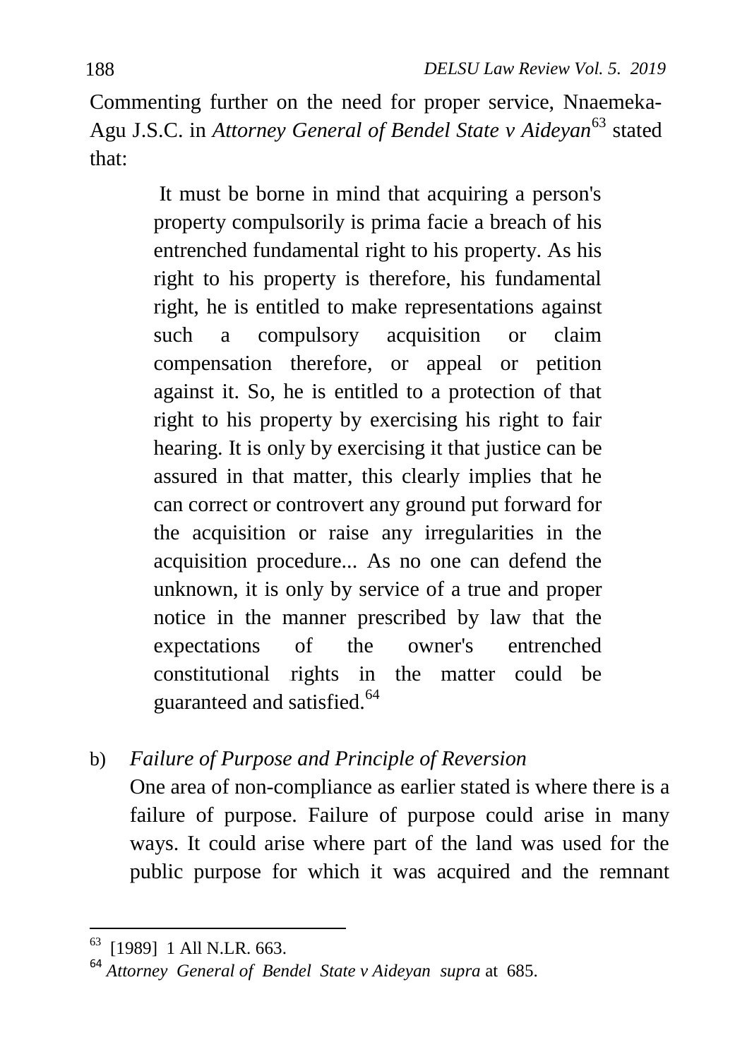Commenting further on the need for proper service, Nnaemeka-Agu J.S.C. in *Attorney General of Bendel State v Aideyan*[63] stated that:

> It must be borne in mind that acquiring a person's property compulsorily is prima facie a breach of his entrenched fundamental right to his property. As his right to his property is therefore, his fundamental right, he is entitled to make representations against such a compulsory acquisition or claim compensation therefore, or appeal or petition against it. So, he is entitled to a protection of that right to his property by exercising his right to fair hearing. It is only by exercising it that justice can be assured in that matter, this clearly implies that he can correct or controvert any ground put forward for the acquisition or raise any irregularities in the acquisition procedure... As no one can defend the unknown, it is only by service of a true and proper notice in the manner prescribed by law that the expectations of the owner's entrenched constitutional rights in the matter could be guaranteed and satisfied.[64]

b) *Failure of Purpose and Principle of Reversion*

One area of non-compliance as earlier stated is where there is a failure of purpose. Failure of purpose could arise in many ways. It could arise where part of the land was used for the public purpose for which it was acquired and the remnant

---

[63] [1989] 1 All N.LR. 663.

[64] *Attorney General of Bendel State v Aideyan supra* at 685.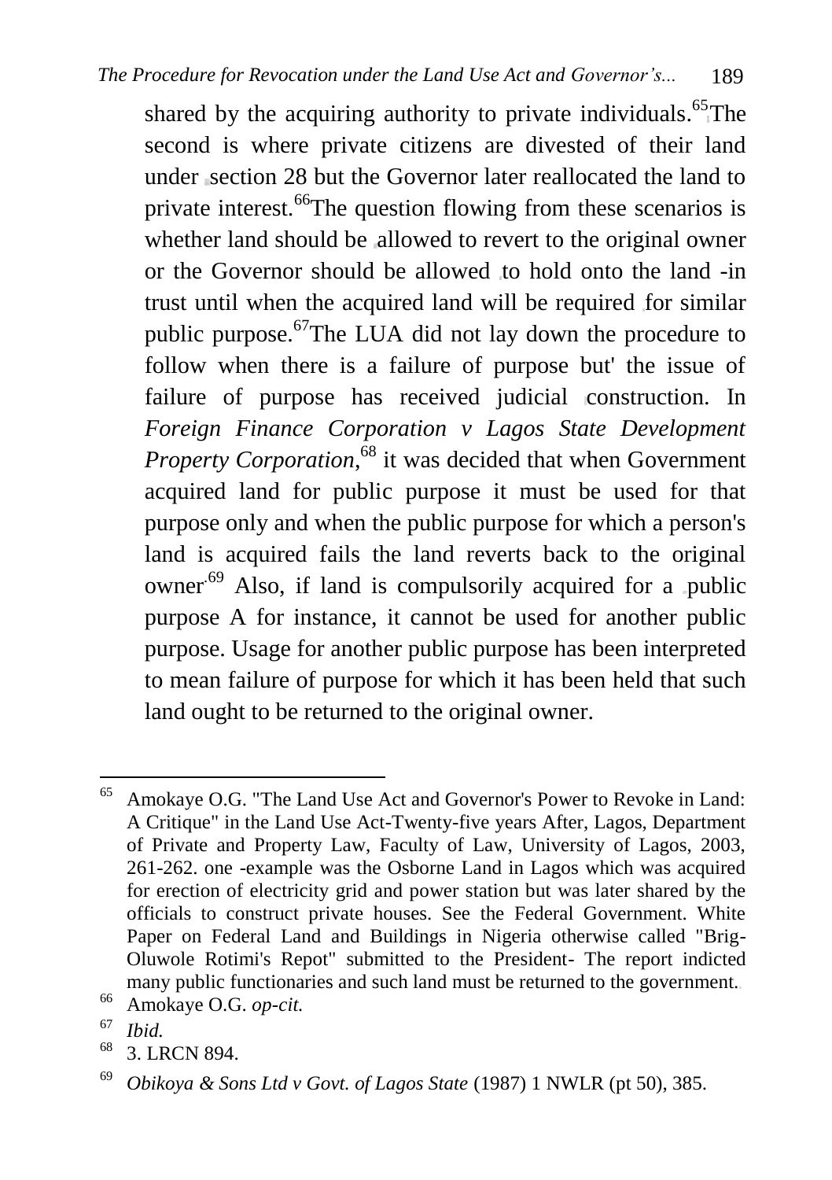shared by the acquiring authority to private individuals.[65]The second is where private citizens are divested of their land under section 28 but the Governor later reallocated the land to private interest.[66]The question flowing from these scenarios is whether land should be allowed to revert to the original owner or the Governor should be allowed to hold onto the land -in trust until when the acquired land will be required for similar public purpose.[67]The LUA did not lay down the procedure to follow when there is a failure of purpose but' the issue of failure of purpose has received judicial construction. In *Foreign Finance Corporation v Lagos State Development Property Corporation*,[68] it was decided that when Government acquired land for public purpose it must be used for that purpose only and when the public purpose for which a person's land is acquired fails the land reverts back to the original owner.[69] Also, if land is compulsorily acquired for a public purpose A for instance, it cannot be used for another public purpose. Usage for another public purpose has been interpreted to mean failure of purpose for which it has been held that such land ought to be returned to the original owner.

---

[65] Amokaye O.G. "The Land Use Act and Governor's Power to Revoke in Land: A Critique" in the Land Use Act-Twenty-five years After, Lagos, Department of Private and Property Law, Faculty of Law, University of Lagos, 2003, 261-262. one -example was the Osborne Land in Lagos which was acquired for erection of electricity grid and power station but was later shared by the officials to construct private houses. See the Federal Government. White Paper on Federal Land and Buildings in Nigeria otherwise called "Brig-Oluwole Rotimi's Repot" submitted to the President- The report indicted many public functionaries and such land must be returned to the government.

[66] Amokaye O.G. *op-cit.*

[67] *Ibid.*

[68] 3. LRCN 894.

[69] *Obikoya & Sons Ltd v Govt. of Lagos State* (1987) 1 NWLR (pt 50), 385.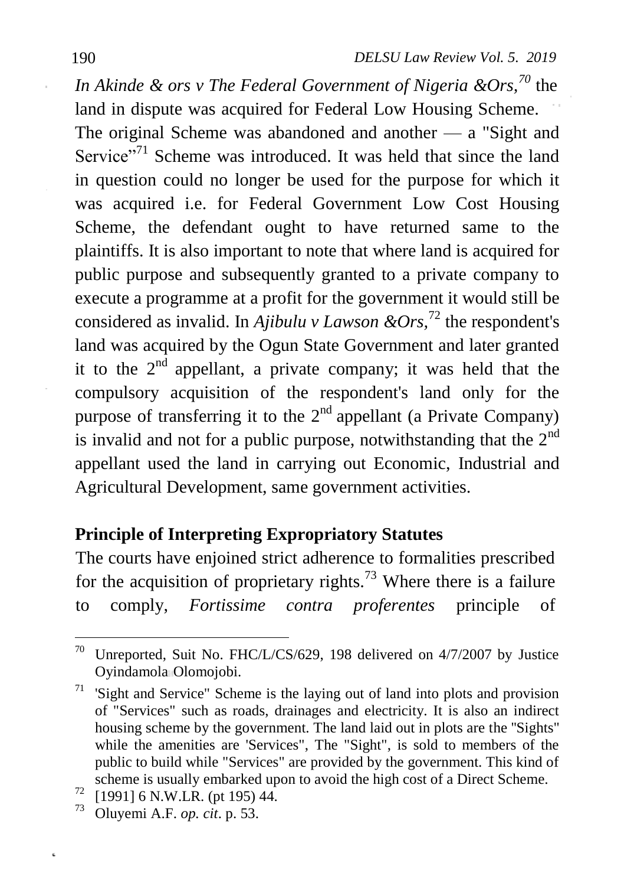*In Akinde & ors v The Federal Government of Nigeria &Ors,*[70] the land in dispute was acquired for Federal Low Housing Scheme. The original Scheme was abandoned and another — a "Sight and Service"[71] Scheme was introduced. It was held that since the land in question could no longer be used for the purpose for which it was acquired i.e. for Federal Government Low Cost Housing Scheme, the defendant ought to have returned same to the plaintiffs. It is also important to note that where land is acquired for public purpose and subsequently granted to a private company to execute a programme at a profit for the government it would still be considered as invalid. In *Ajibulu v Lawson &Ors*,[72] the respondent's land was acquired by the Ogun State Government and later granted it to the 2nd appellant, a private company; it was held that the compulsory acquisition of the respondent's land only for the purpose of transferring it to the 2nd appellant (a Private Company) is invalid and not for a public purpose, notwithstanding that the 2nd appellant used the land in carrying out Economic, Industrial and Agricultural Development, same government activities.

**Principle of Interpreting Expropriatory Statutes**

The courts have enjoined strict adherence to formalities prescribed for the acquisition of proprietary rights.[73] Where there is a failure to comply, *Fortissime contra proferentes* principle of

---

[70] Unreported, Suit No. FHC/L/CS/629, 198 delivered on 4/7/2007 by Justice Oyindamola Olomojobi.

[71] 'Sight and Service" Scheme is the laying out of land into plots and provision of "Services" such as roads, drainages and electricity. It is also an indirect housing scheme by the government. The land laid out in plots are the "Sights" while the amenities are 'Services", The "Sight", is sold to members of the public to build while "Services" are provided by the government. This kind of scheme is usually embarked upon to avoid the high cost of a Direct Scheme.

[72] [1991] 6 N.W.LR. (pt 195) 44.

[73] Oluyemi A.F. *op. cit*. p. 53.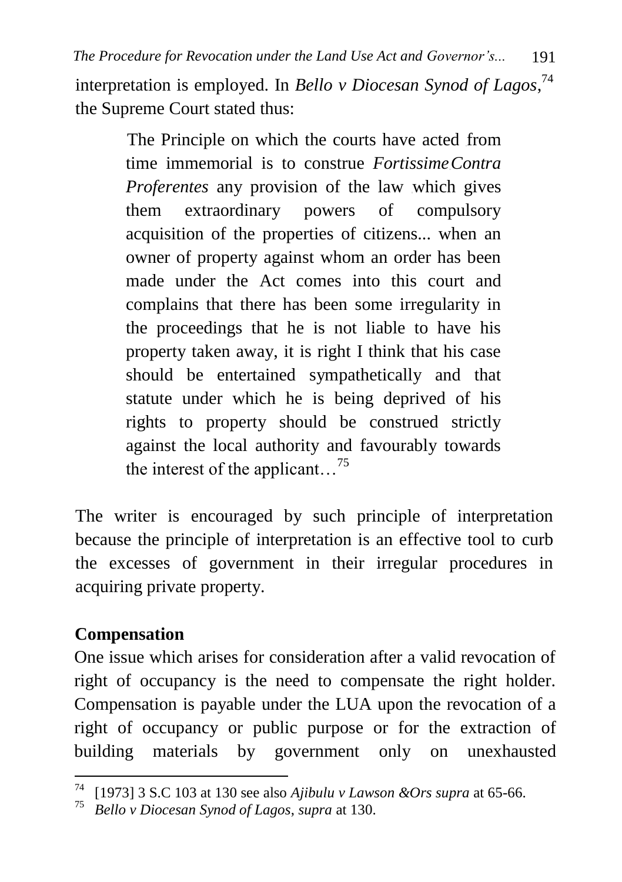interpretation is employed. In *Bello v Diocesan Synod of Lagos*,[74] the Supreme Court stated thus:

> The Principle on which the courts have acted from time immemorial is to construe *Fortissime Contra Proferentes* any provision of the law which gives them extraordinary powers of compulsory acquisition of the properties of citizens... when an owner of property against whom an order has been made under the Act comes into this court and complains that there has been some irregularity in the proceedings that he is not liable to have his property taken away, it is right I think that his case should be entertained sympathetically and that statute under which he is being deprived of his rights to property should be construed strictly against the local authority and favourably towards the interest of the applicant…[75]

The writer is encouraged by such principle of interpretation because the principle of interpretation is an effective tool to curb the excesses of government in their irregular procedures in acquiring private property.

**Compensation**

One issue which arises for consideration after a valid revocation of right of occupancy is the need to compensate the right holder. Compensation is payable under the LUA upon the revocation of a right of occupancy or public purpose or for the extraction of building materials by government only on unexhausted

---

[74] [1973] 3 S.C 103 at 130 see also *Ajibulu v Lawson &Ors supra* at 65-66.

[75] *Bello v Diocesan Synod of Lagos*, *supra* at 130.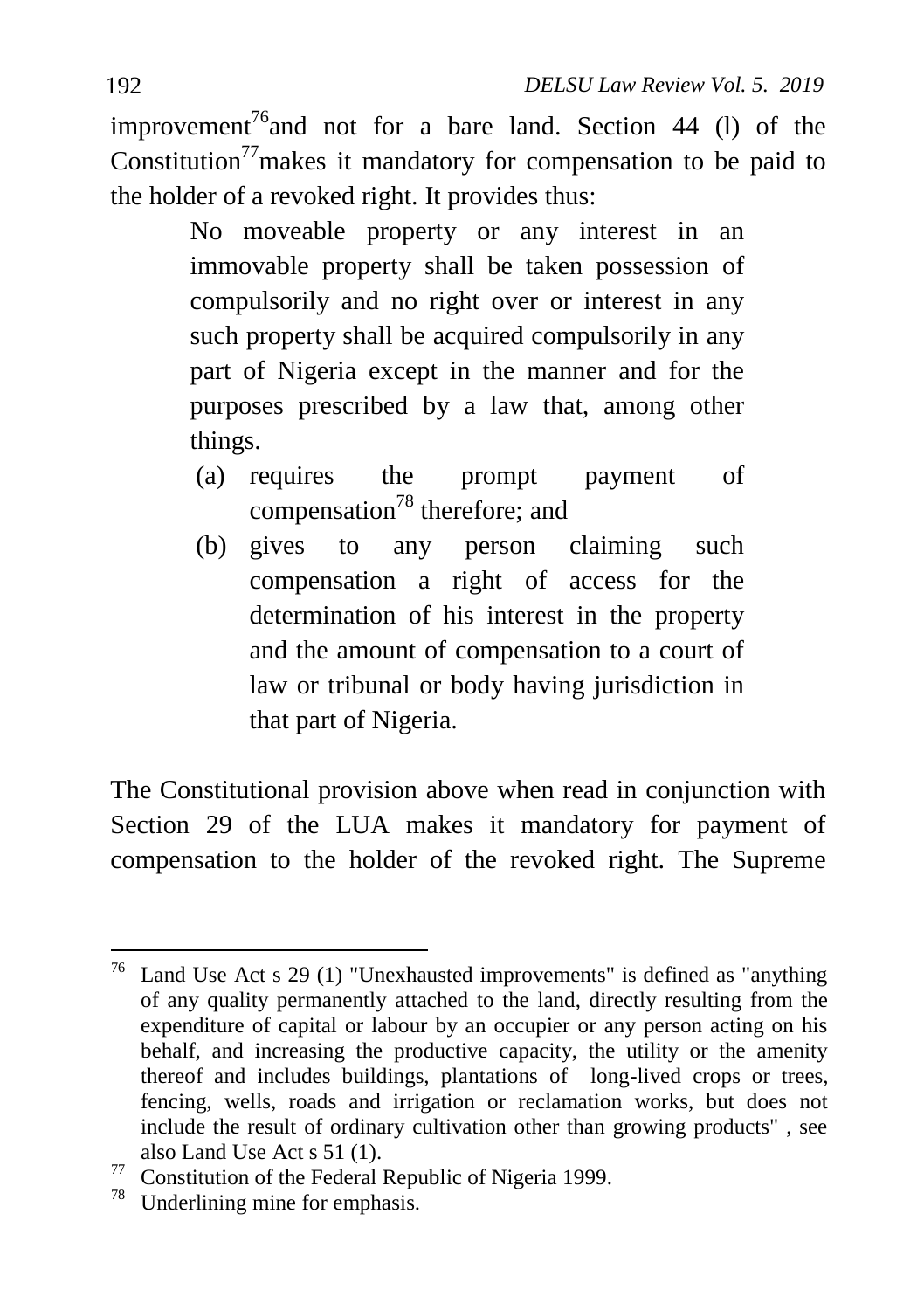improvement[76]and not for a bare land. Section 44 (l) of the Constitution[77]makes it mandatory for compensation to be paid to the holder of a revoked right. It provides thus:

> No moveable property or any interest in an immovable property shall be taken possession of compulsorily and no right over or interest in any such property shall be acquired compulsorily in any part of Nigeria except in the manner and for the purposes prescribed by a law that, among other things.
>
> (a) requires the prompt payment of compensation[78] therefore; and
>
> (b) gives to any person claiming such compensation a right of access for the determination of his interest in the property and the amount of compensation to a court of law or tribunal or body having jurisdiction in that part of Nigeria.

The Constitutional provision above when read in conjunction with Section 29 of the LUA makes it mandatory for payment of compensation to the holder of the revoked right. The Supreme

---

[76] Land Use Act s 29 (1) "Unexhausted improvements" is defined as "anything of any quality permanently attached to the land, directly resulting from the expenditure of capital or labour by an occupier or any person acting on his behalf, and increasing the productive capacity, the utility or the amenity thereof and includes buildings, plantations of long-lived crops or trees, fencing, wells, roads and irrigation or reclamation works, but does not include the result of ordinary cultivation other than growing products" , see also Land Use Act s 51 (1).

[77] Constitution of the Federal Republic of Nigeria 1999.

[78] Underlining mine for emphasis.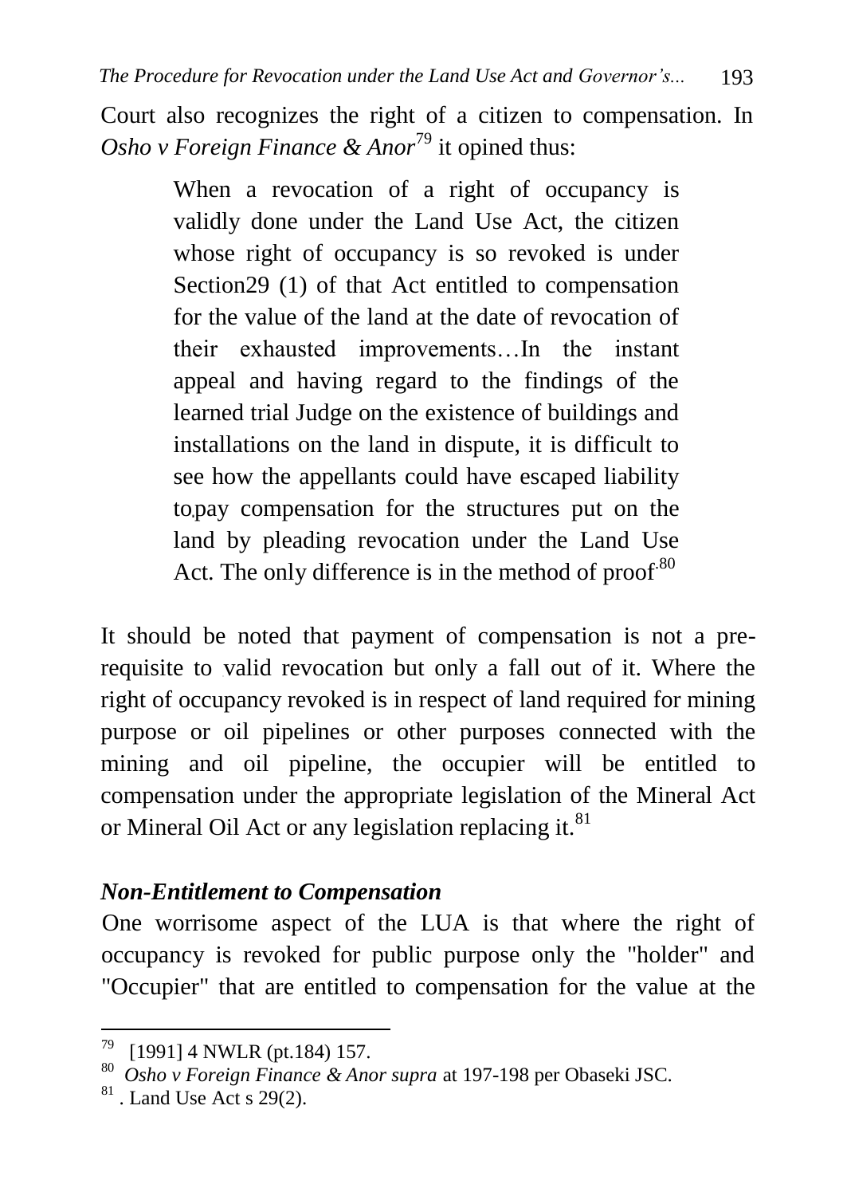Court also recognizes the right of a citizen to compensation. In *Osho v Foreign Finance & Anor*[79] it opined thus:

> When a revocation of a right of occupancy is validly done under the Land Use Act, the citizen whose right of occupancy is so revoked is under Section29 (1) of that Act entitled to compensation for the value of the land at the date of revocation of their exhausted improvements…In the instant appeal and having regard to the findings of the learned trial Judge on the existence of buildings and installations on the land in dispute, it is difficult to see how the appellants could have escaped liability to pay compensation for the structures put on the land by pleading revocation under the Land Use Act. The only difference is in the method of proof.[80]

It should be noted that payment of compensation is not a pre-requisite to valid revocation but only a fall out of it. Where the right of occupancy revoked is in respect of land required for mining purpose or oil pipelines or other purposes connected with the mining and oil pipeline, the occupier will be entitled to compensation under the appropriate legislation of the Mineral Act or Mineral Oil Act or any legislation replacing it.[81]

### *Non-Entitlement to Compensation*

One worrisome aspect of the LUA is that where the right of occupancy is revoked for public purpose only the "holder" and "Occupier" that are entitled to compensation for the value at the

---

[79] [1991] 4 NWLR (pt.184) 157.

[80] *Osho v Foreign Finance & Anor supra* at 197-198 per Obaseki JSC.

[81] . Land Use Act s 29(2).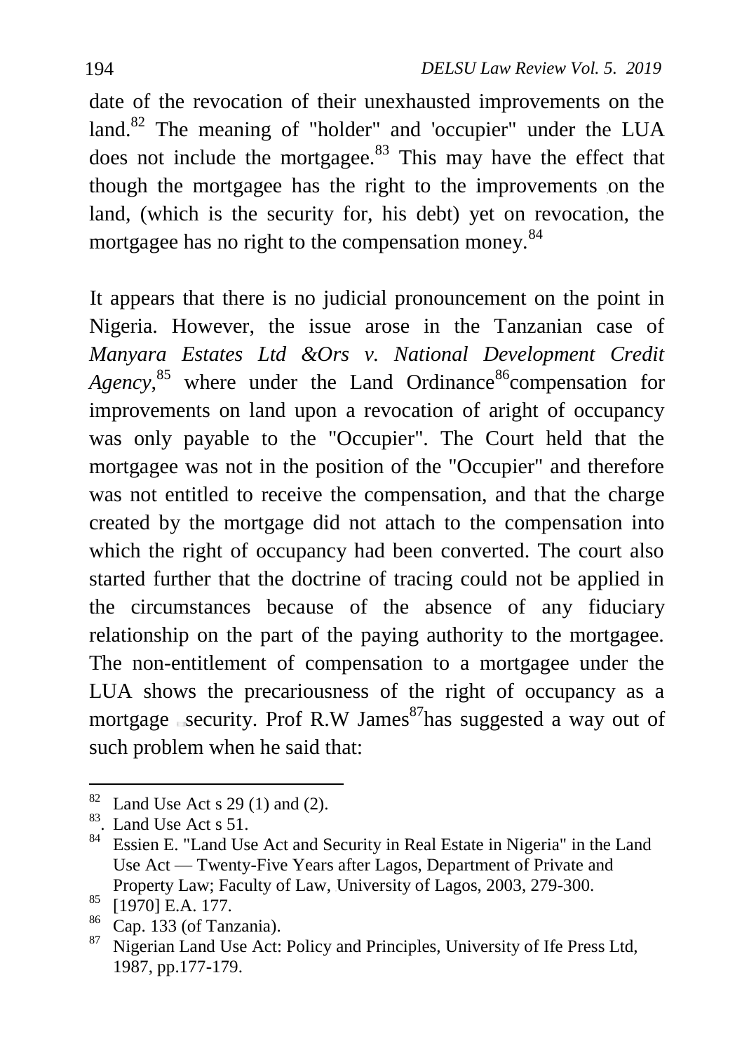date of the revocation of their unexhausted improvements on the land.[82] The meaning of "holder" and 'occupier" under the LUA does not include the mortgagee.[83] This may have the effect that though the mortgagee has the right to the improvements on the land, (which is the security for, his debt) yet on revocation, the mortgagee has no right to the compensation money.[84]

It appears that there is no judicial pronouncement on the point in Nigeria. However, the issue arose in the Tanzanian case of *Manyara Estates Ltd &Ors v. National Development Credit Agency*,[85] where under the Land Ordinance[86]compensation for improvements on land upon a revocation of aright of occupancy was only payable to the "Occupier". The Court held that the mortgagee was not in the position of the "Occupier" and therefore was not entitled to receive the compensation, and that the charge created by the mortgage did not attach to the compensation into which the right of occupancy had been converted. The court also started further that the doctrine of tracing could not be applied in the circumstances because of the absence of any fiduciary relationship on the part of the paying authority to the mortgagee. The non-entitlement of compensation to a mortgagee under the LUA shows the precariousness of the right of occupancy as a mortgage security. Prof R.W James[87]has suggested a way out of such problem when he said that:

---

[82] Land Use Act s 29 (1) and (2).

[83]. Land Use Act s 51.

[84] Essien E. "Land Use Act and Security in Real Estate in Nigeria" in the Land Use Act — Twenty-Five Years after Lagos, Department of Private and Property Law; Faculty of Law, University of Lagos, 2003, 279-300.

[85] [1970] E.A. 177.

[86] Cap. 133 (of Tanzania).

[87] Nigerian Land Use Act: Policy and Principles, University of Ife Press Ltd, 1987, pp.177-179.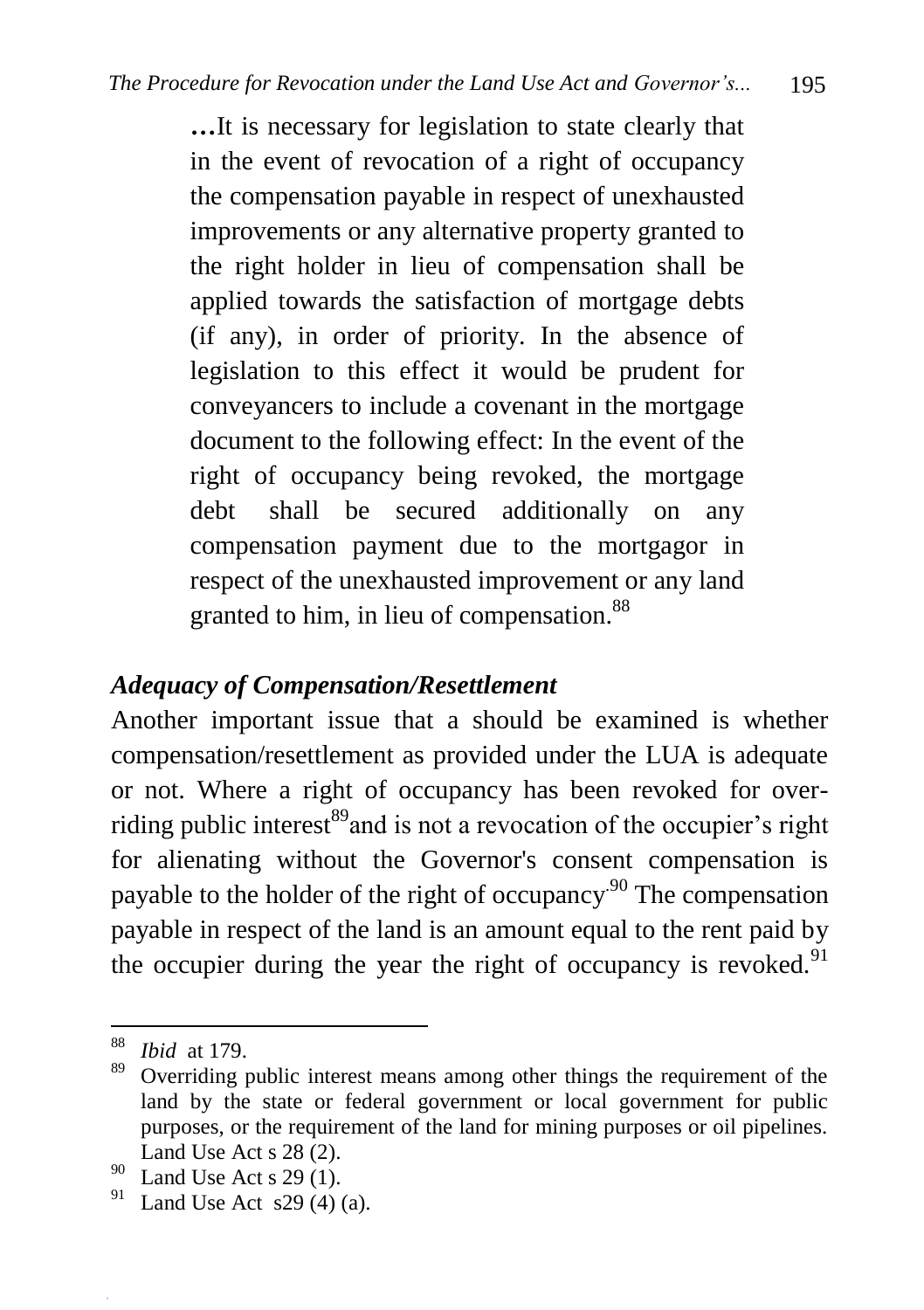> …It is necessary for legislation to state clearly that in the event of revocation of a right of occupancy the compensation payable in respect of unexhausted improvements or any alternative property granted to the right holder in lieu of compensation shall be applied towards the satisfaction of mortgage debts (if any), in order of priority. In the absence of legislation to this effect it would be prudent for conveyancers to include a covenant in the mortgage document to the following effect: In the event of the right of occupancy being revoked, the mortgage debt shall be secured additionally on any compensation payment due to the mortgagor in respect of the unexhausted improvement or any land granted to him, in lieu of compensation.[88]

### *Adequacy of Compensation/Resettlement*

Another important issue that a should be examined is whether compensation/resettlement as provided under the LUA is adequate or not. Where a right of occupancy has been revoked for over-riding public interest[89]and is not a revocation of the occupier's right for alienating without the Governor's consent compensation is payable to the holder of the right of occupancy.[90] The compensation payable in respect of the land is an amount equal to the rent paid by the occupier during the year the right of occupancy is revoked.[91]

---

[88] *Ibid* at 179.

[89] Overriding public interest means among other things the requirement of the land by the state or federal government or local government for public purposes, or the requirement of the land for mining purposes or oil pipelines. Land Use Act s 28 (2).

[90] Land Use Act s 29 (1).

[91] Land Use Act s29 (4) (a).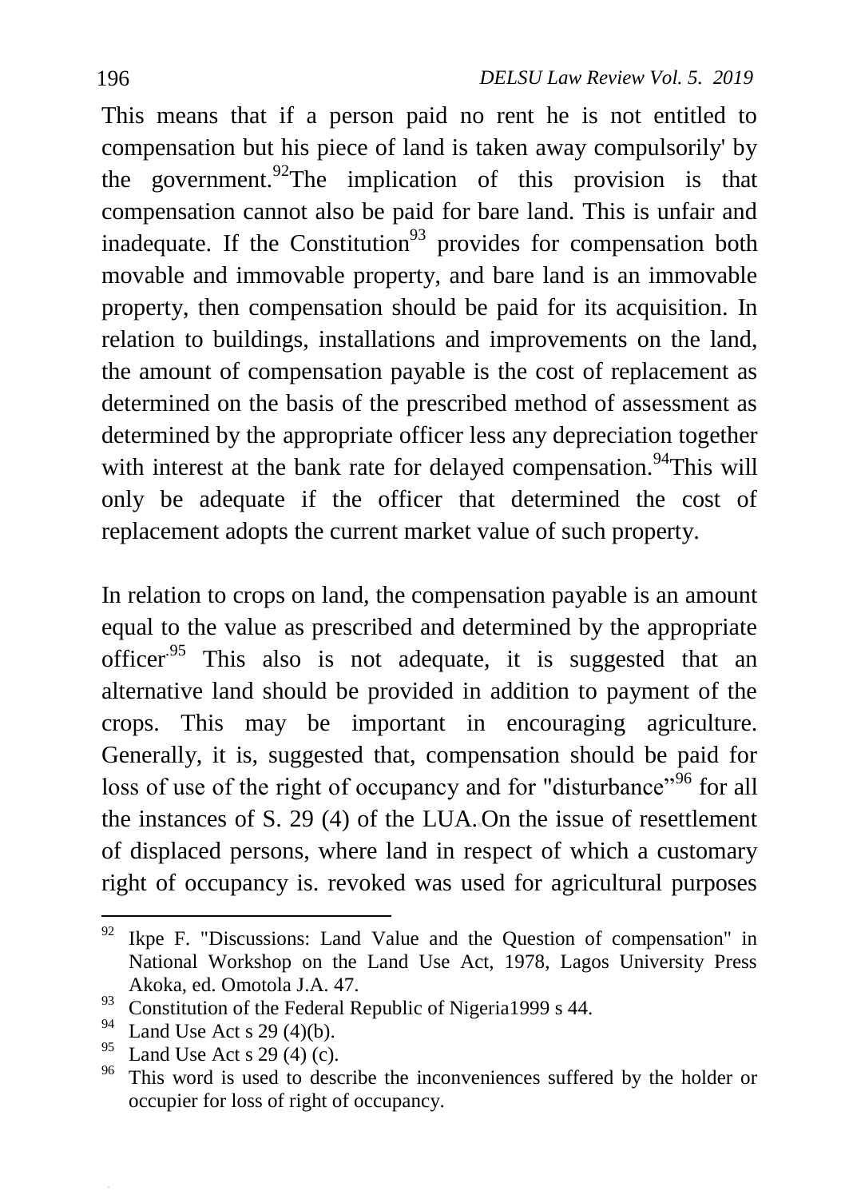This means that if a person paid no rent he is not entitled to compensation but his piece of land is taken away compulsorily' by the government.[92]The implication of this provision is that compensation cannot also be paid for bare land. This is unfair and inadequate. If the Constitution[93] provides for compensation both movable and immovable property, and bare land is an immovable property, then compensation should be paid for its acquisition. In relation to buildings, installations and improvements on the land, the amount of compensation payable is the cost of replacement as determined on the basis of the prescribed method of assessment as determined by the appropriate officer less any depreciation together with interest at the bank rate for delayed compensation.[94]This will only be adequate if the officer that determined the cost of replacement adopts the current market value of such property.

In relation to crops on land, the compensation payable is an amount equal to the value as prescribed and determined by the appropriate officer.[95] This also is not adequate, it is suggested that an alternative land should be provided in addition to payment of the crops. This may be important in encouraging agriculture. Generally, it is, suggested that, compensation should be paid for loss of use of the right of occupancy and for "disturbance"[96] for all the instances of S. 29 (4) of the LUA. On the issue of resettlement of displaced persons, where land in respect of which a customary right of occupancy is. revoked was used for agricultural purposes

---

[92] Ikpe F. "Discussions: Land Value and the Question of compensation" in National Workshop on the Land Use Act, 1978, Lagos University Press Akoka, ed. Omotola J.A. 47.

[93] Constitution of the Federal Republic of Nigeria1999 s 44.

[94] Land Use Act s 29 (4)(b).

[95] Land Use Act s 29 (4) (c).

[96] This word is used to describe the inconveniences suffered by the holder or occupier for loss of right of occupancy.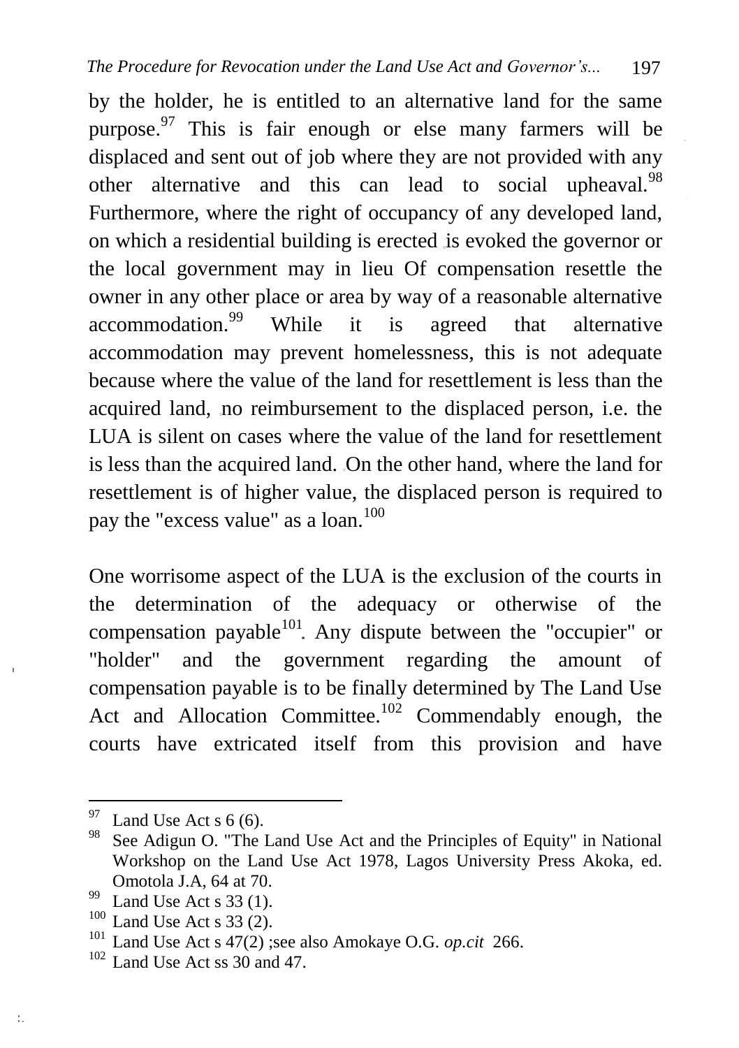by the holder, he is entitled to an alternative land for the same purpose.[97] This is fair enough or else many farmers will be displaced and sent out of job where they are not provided with any other alternative and this can lead to social upheaval.[98] Furthermore, where the right of occupancy of any developed land, on which a residential building is erected is evoked the governor or the local government may in lieu Of compensation resettle the owner in any other place or area by way of a reasonable alternative accommodation.[99] While it is agreed that alternative accommodation may prevent homelessness, this is not adequate because where the value of the land for resettlement is less than the acquired land, no reimbursement to the displaced person, i.e. the LUA is silent on cases where the value of the land for resettlement is less than the acquired land. On the other hand, where the land for resettlement is of higher value, the displaced person is required to pay the "excess value" as a loan.[100]

One worrisome aspect of the LUA is the exclusion of the courts in the determination of the adequacy or otherwise of the compensation payable[101]. Any dispute between the "occupier" or "holder" and the government regarding the amount of compensation payable is to be finally determined by The Land Use Act and Allocation Committee.[102] Commendably enough, the courts have extricated itself from this provision and have

---

[97] Land Use Act s 6 (6).

[98] See Adigun O. "The Land Use Act and the Principles of Equity" in National Workshop on the Land Use Act 1978, Lagos University Press Akoka, ed. Omotola J.A, 64 at 70.

[99] Land Use Act s 33 (1).

[100] Land Use Act s 33 (2).

[101] Land Use Act s 47(2) ;see also Amokaye O.G. *op.cit* 266.

[102] Land Use Act ss 30 and 47.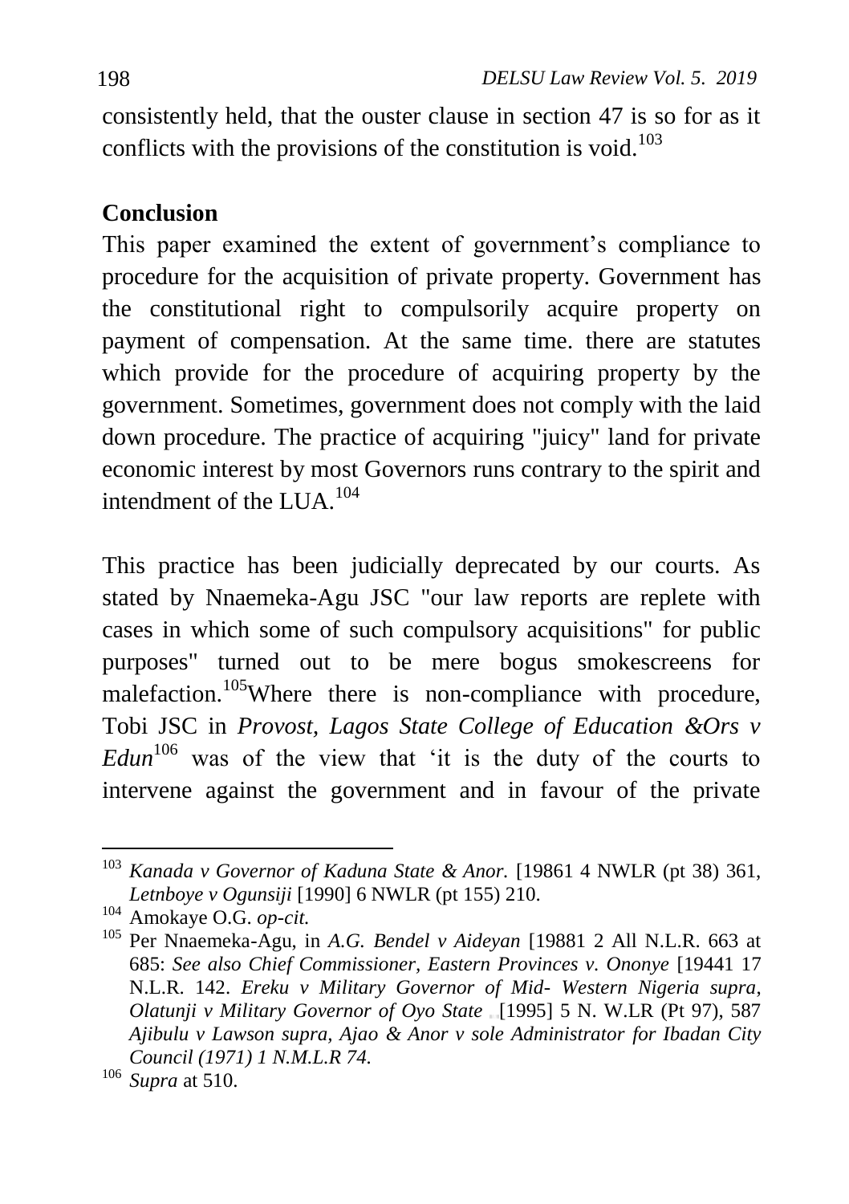consistently held, that the ouster clause in section 47 is so for as it conflicts with the provisions of the constitution is void.[103]

## Conclusion

This paper examined the extent of government's compliance to procedure for the acquisition of private property. Government has the constitutional right to compulsorily acquire property on payment of compensation. At the same time. there are statutes which provide for the procedure of acquiring property by the government. Sometimes, government does not comply with the laid down procedure. The practice of acquiring "juicy" land for private economic interest by most Governors runs contrary to the spirit and intendment of the LUA.[104]

This practice has been judicially deprecated by our courts. As stated by Nnaemeka-Agu JSC "our law reports are replete with cases in which some of such compulsory acquisitions" for public purposes" turned out to be mere bogus smokescreens for malefaction.[105]Where there is non-compliance with procedure, Tobi JSC in *Provost, Lagos State College of Education &Ors v Edun*[106] was of the view that 'it is the duty of the courts to intervene against the government and in favour of the private

---

[103] *Kanada v Governor of Kaduna State & Anor.* [19861 4 NWLR (pt 38) 361, *Letnboye v Ogunsiji* [1990] 6 NWLR (pt 155) 210.

[104] Amokaye O.G. *op-cit.*

[105] Per Nnaemeka-Agu, in *A.G. Bendel v Aideyan* [19881 2 All N.L.R. 663 at 685: *See also Chief Commissioner, Eastern Provinces v. Ononye* [19441 17 N.L.R. 142. *Ereku v Military Governor of Mid- Western Nigeria supra*, *Olatunji v Military Governor of Oyo State* [1995] 5 N. W.LR (Pt 97), 587 *Ajibulu v Lawson supra, Ajao & Anor v sole Administrator for Ibadan City Council (1971) 1 N.M.L.R 74.*

[106] *Supra* at 510.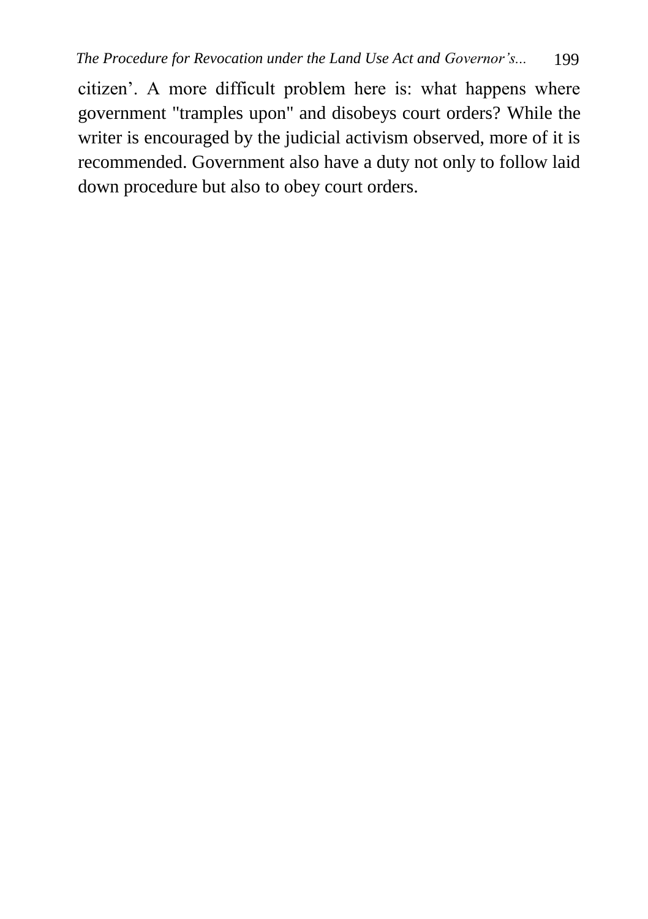citizen'. A more difficult problem here is: what happens where government "tramples upon" and disobeys court orders? While the writer is encouraged by the judicial activism observed, more of it is recommended. Government also have a duty not only to follow laid down procedure but also to obey court orders.